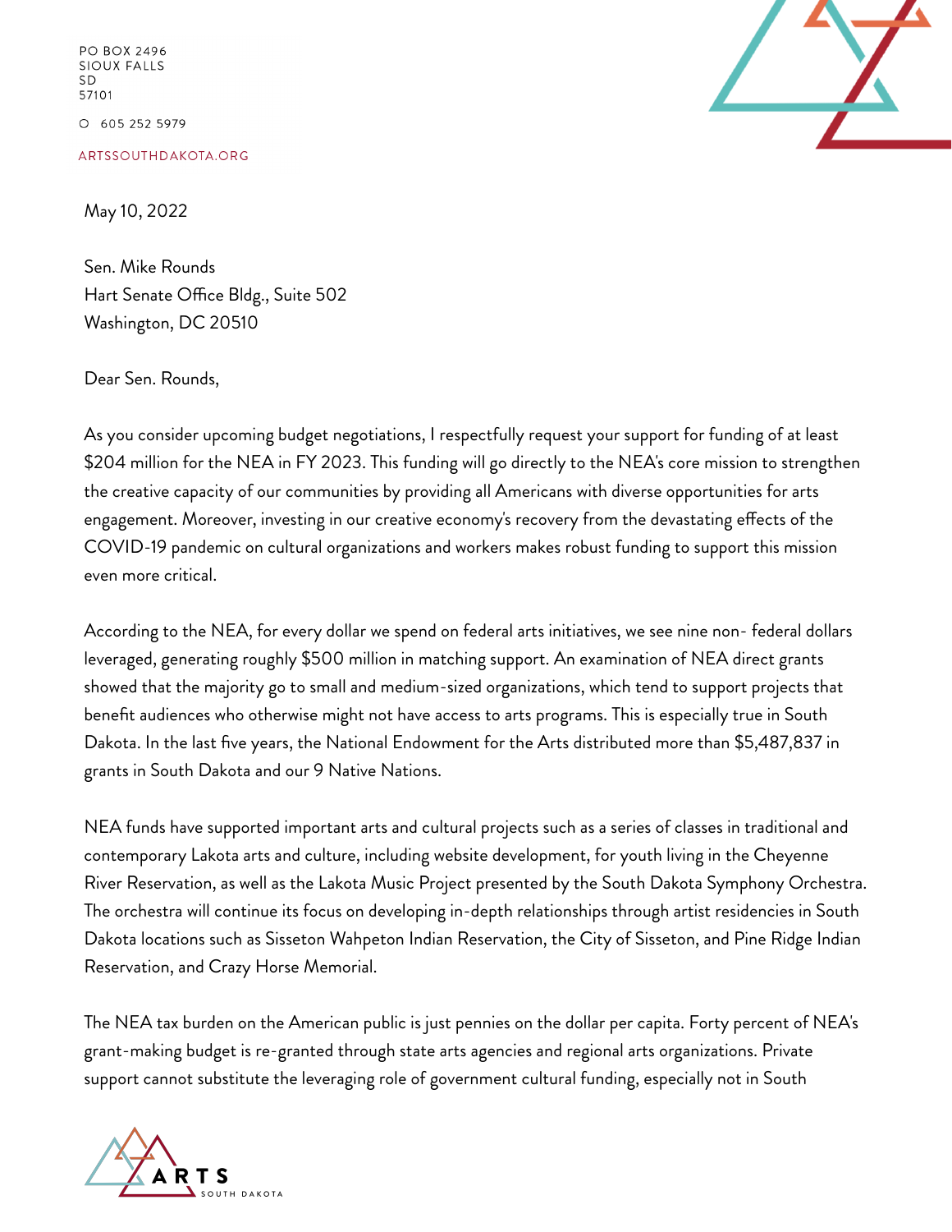PO BOX 2496
SIOUX FALLS
SD
57101

O 605 252 5979

ARTSSOUTHDAKOTA.ORG

May 10, 2022

Sen. Mike Rounds
Hart Senate Office Bldg., Suite 502
Washington, DC 20510

Dear Sen. Rounds,

As you consider upcoming budget negotiations, I respectfully request your support for funding of at least $204 million for the NEA in FY 2023. This funding will go directly to the NEA's core mission to strengthen the creative capacity of our communities by providing all Americans with diverse opportunities for arts engagement. Moreover, investing in our creative economy's recovery from the devastating effects of the COVID-19 pandemic on cultural organizations and workers makes robust funding to support this mission even more critical.

According to the NEA, for every dollar we spend on federal arts initiatives, we see nine non- federal dollars leveraged, generating roughly $500 million in matching support. An examination of NEA direct grants showed that the majority go to small and medium-sized organizations, which tend to support projects that benefit audiences who otherwise might not have access to arts programs. This is especially true in South Dakota. In the last five years, the National Endowment for the Arts distributed more than $5,487,837 in grants in South Dakota and our 9 Native Nations.

NEA funds have supported important arts and cultural projects such as a series of classes in traditional and contemporary Lakota arts and culture, including website development, for youth living in the Cheyenne River Reservation, as well as the Lakota Music Project presented by the South Dakota Symphony Orchestra. The orchestra will continue its focus on developing in-depth relationships through artist residencies in South Dakota locations such as Sisseton Wahpeton Indian Reservation, the City of Sisseton, and Pine Ridge Indian Reservation, and Crazy Horse Memorial.

The NEA tax burden on the American public is just pennies on the dollar per capita. Forty percent of NEA's grant-making budget is re-granted through state arts agencies and regional arts organizations. Private support cannot substitute the leveraging role of government cultural funding, especially not in South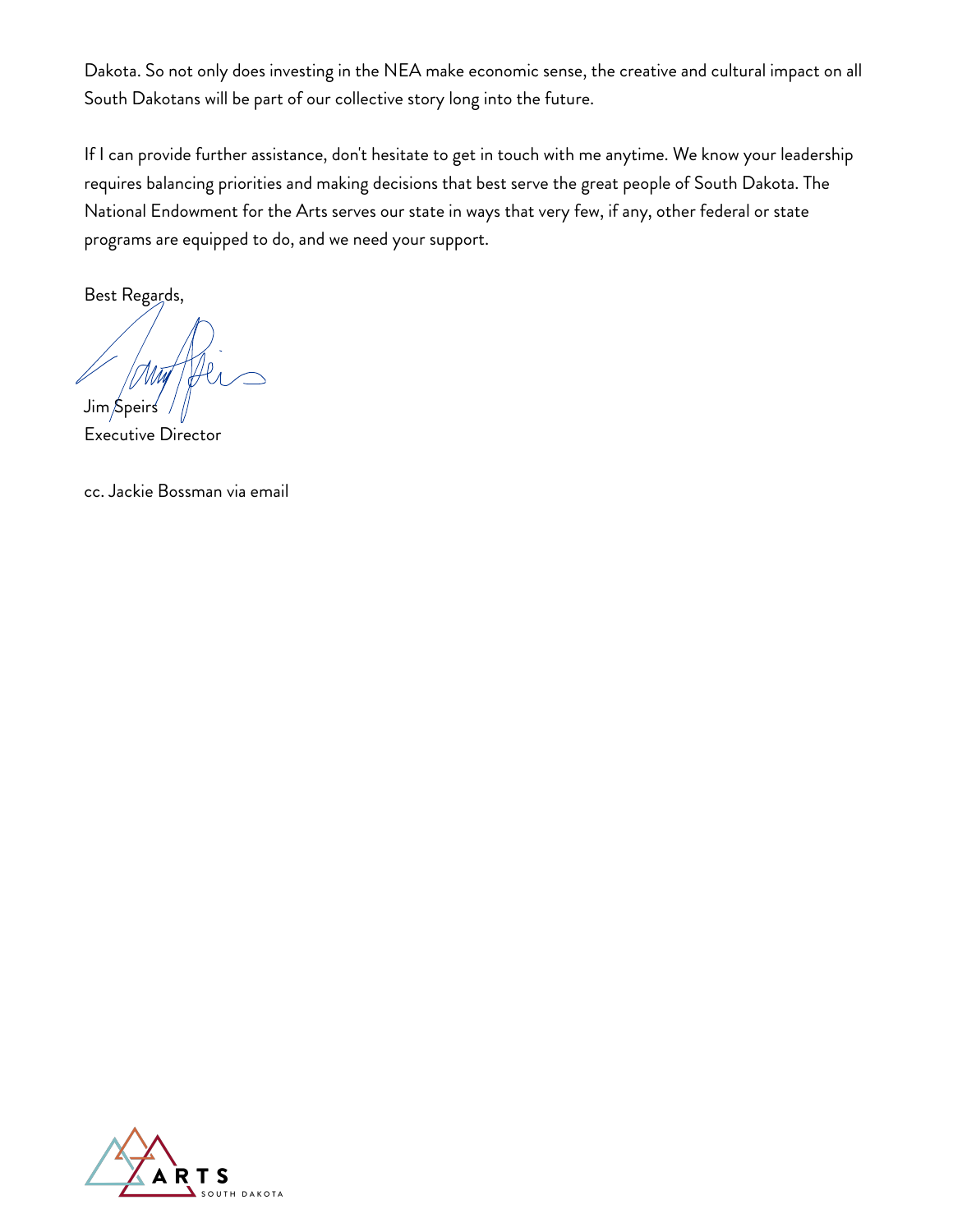Dakota. So not only does investing in the NEA make economic sense, the creative and cultural impact on all South Dakotans will be part of our collective story long into the future.

If I can provide further assistance, don't hesitate to get in touch with me anytime. We know your leadership requires balancing priorities and making decisions that best serve the great people of South Dakota. The National Endowment for the Arts serves our state in ways that very few, if any, other federal or state programs are equipped to do, and we need your support.

Best Regards,

Jim Speirs
Executive Director

cc. Jackie Bossman via email

ARTS SOUTH DAKOTA